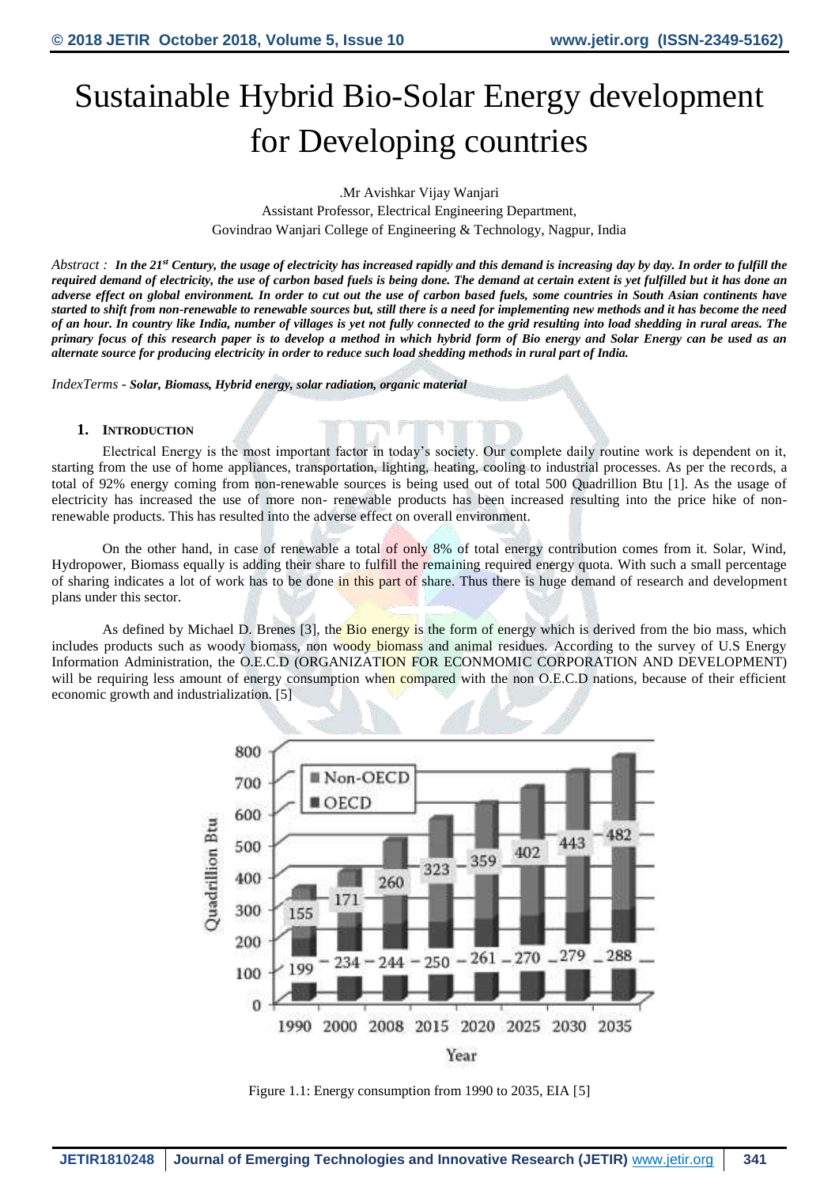# Sustainable Hybrid Bio-Solar Energy development for Developing countries

.Mr Avishkar Vijay Wanjari

Assistant Professor, Electrical Engineering Department,

Govindrao Wanjari College of Engineering & Technology, Nagpur, India

*Abstract :* ***In the 21st Century, the usage of electricity has increased rapidly and this demand is increasing day by day. In order to fulfill the required demand of electricity, the use of carbon based fuels is being done. The demand at certain extent is yet fulfilled but it has done an adverse effect on global environment. In order to cut out the use of carbon based fuels, some countries in South Asian continents have started to shift from non-renewable to renewable sources but, still there is a need for implementing new methods and it has become the need of an hour. In country like India, number of villages is yet not fully connected to the grid resulting into load shedding in rural areas. The primary focus of this research paper is to develop a method in which hybrid form of Bio energy and Solar Energy can be used as an alternate source for producing electricity in order to reduce such load shedding methods in rural part of India.***

*IndexTerms -* ***Solar, Biomass, Hybrid energy, solar radiation, organic material***

## 1. Introduction

Electrical Energy is the most important factor in today's society. Our complete daily routine work is dependent on it, starting from the use of home appliances, transportation, lighting, heating, cooling to industrial processes. As per the records, a total of 92% energy coming from non-renewable sources is being used out of total 500 Quadrillion Btu [1]. As the usage of electricity has increased the use of more non- renewable products has been increased resulting into the price hike of non-renewable products. This has resulted into the adverse effect on overall environment.

On the other hand, in case of renewable a total of only 8% of total energy contribution comes from it. Solar, Wind, Hydropower, Biomass equally is adding their share to fulfill the remaining required energy quota. With such a small percentage of sharing indicates a lot of work has to be done in this part of share. Thus there is huge demand of research and development plans under this sector.

As defined by Michael D. Brenes [3], the Bio energy is the form of energy which is derived from the bio mass, which includes products such as woody biomass, non woody biomass and animal residues. According to the survey of U.S Energy Information Administration, the O.E.C.D (ORGANIZATION FOR ECONMOMIC CORPORATION AND DEVELOPMENT) will be requiring less amount of energy consumption when compared with the non O.E.C.D nations, because of their efficient economic growth and industrialization. [5]

| Year | OECD (Quadrillion Btu) | Non-OECD (Quadrillion Btu) |
|---|---|---|
| 1990 | 199 | 155 |
| 2000 | 234 | 171 |
| 2008 | 244 | 260 |
| 2015 | 250 | 323 |
| 2020 | 261 | 359 |
| 2025 | 270 | 402 |
| 2030 | 279 | 443 |
| 2035 | 288 | 482 |

Figure 1.1: Energy consumption from 1990 to 2035, EIA [5]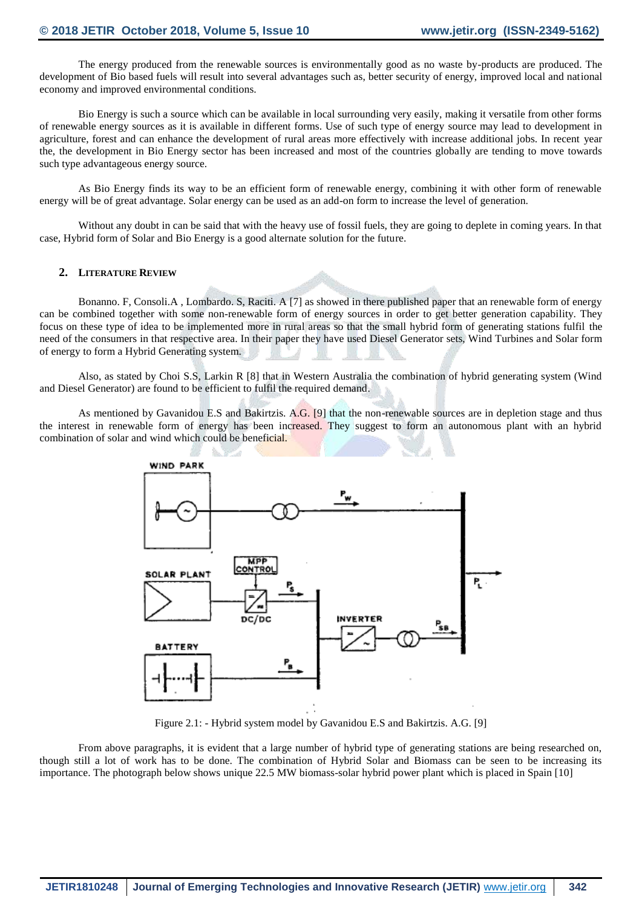The energy produced from the renewable sources is environmentally good as no waste by-products are produced. The development of Bio based fuels will result into several advantages such as, better security of energy, improved local and national economy and improved environmental conditions.

Bio Energy is such a source which can be available in local surrounding very easily, making it versatile from other forms of renewable energy sources as it is available in different forms. Use of such type of energy source may lead to development in agriculture, forest and can enhance the development of rural areas more effectively with increase additional jobs. In recent year the, the development in Bio Energy sector has been increased and most of the countries globally are tending to move towards such type advantageous energy source.

As Bio Energy finds its way to be an efficient form of renewable energy, combining it with other form of renewable energy will be of great advantage. Solar energy can be used as an add-on form to increase the level of generation.

Without any doubt in can be said that with the heavy use of fossil fuels, they are going to deplete in coming years. In that case, Hybrid form of Solar and Bio Energy is a good alternate solution for the future.

## 2. Literature Review

Bonanno. F, Consoli.A , Lombardo. S, Raciti. A [7] as showed in there published paper that an renewable form of energy can be combined together with some non-renewable form of energy sources in order to get better generation capability. They focus on these type of idea to be implemented more in rural areas so that the small hybrid form of generating stations fulfil the need of the consumers in that respective area. In their paper they have used Diesel Generator sets, Wind Turbines and Solar form of energy to form a Hybrid Generating system.

Also, as stated by Choi S.S, Larkin R [8] that in Western Australia the combination of hybrid generating system (Wind and Diesel Generator) are found to be efficient to fulfil the required demand.

As mentioned by Gavanidou E.S and Bakirtzis. A.G. [9] that the non-renewable sources are in depletion stage and thus the interest in renewable form of energy has been increased. They suggest to form an autonomous plant with an hybrid combination of solar and wind which could be beneficial.

Figure 2.1: - Hybrid system model by Gavanidou E.S and Bakirtzis. A.G. [9]

From above paragraphs, it is evident that a large number of hybrid type of generating stations are being researched on, though still a lot of work has to be done. The combination of Hybrid Solar and Biomass can be seen to be increasing its importance. The photograph below shows unique 22.5 MW biomass-solar hybrid power plant which is placed in Spain [10]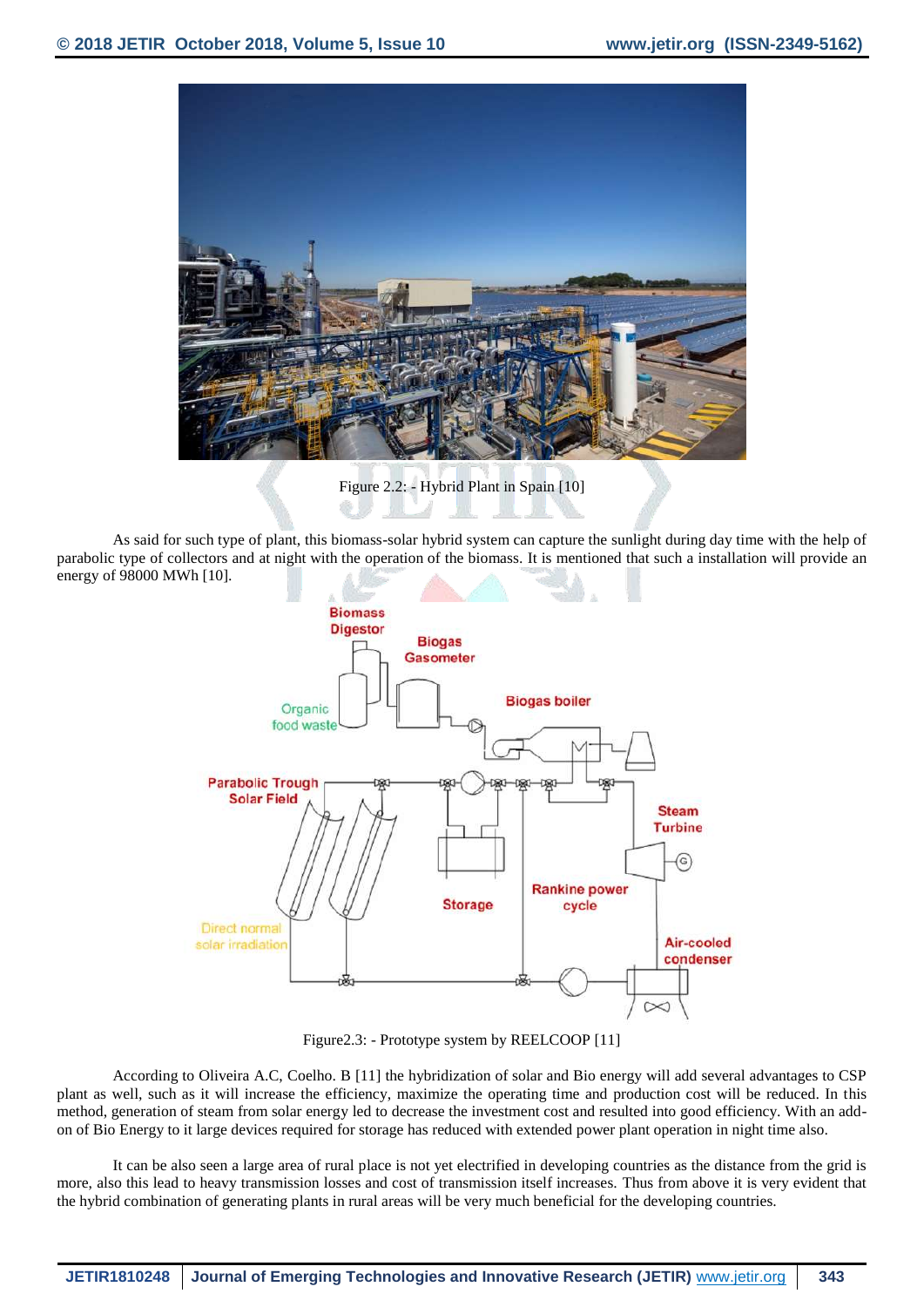Figure 2.2: - Hybrid Plant in Spain [10]

As said for such type of plant, this biomass-solar hybrid system can capture the sunlight during day time with the help of parabolic type of collectors and at night with the operation of the biomass. It is mentioned that such a installation will provide an energy of 98000 MWh [10].

Figure2.3: - Prototype system by REELCOOP [11]

According to Oliveira A.C, Coelho. B [11] the hybridization of solar and Bio energy will add several advantages to CSP plant as well, such as it will increase the efficiency, maximize the operating time and production cost will be reduced. In this method, generation of steam from solar energy led to decrease the investment cost and resulted into good efficiency. With an add-on of Bio Energy to it large devices required for storage has reduced with extended power plant operation in night time also.

It can be also seen a large area of rural place is not yet electrified in developing countries as the distance from the grid is more, also this lead to heavy transmission losses and cost of transmission itself increases. Thus from above it is very evident that the hybrid combination of generating plants in rural areas will be very much beneficial for the developing countries.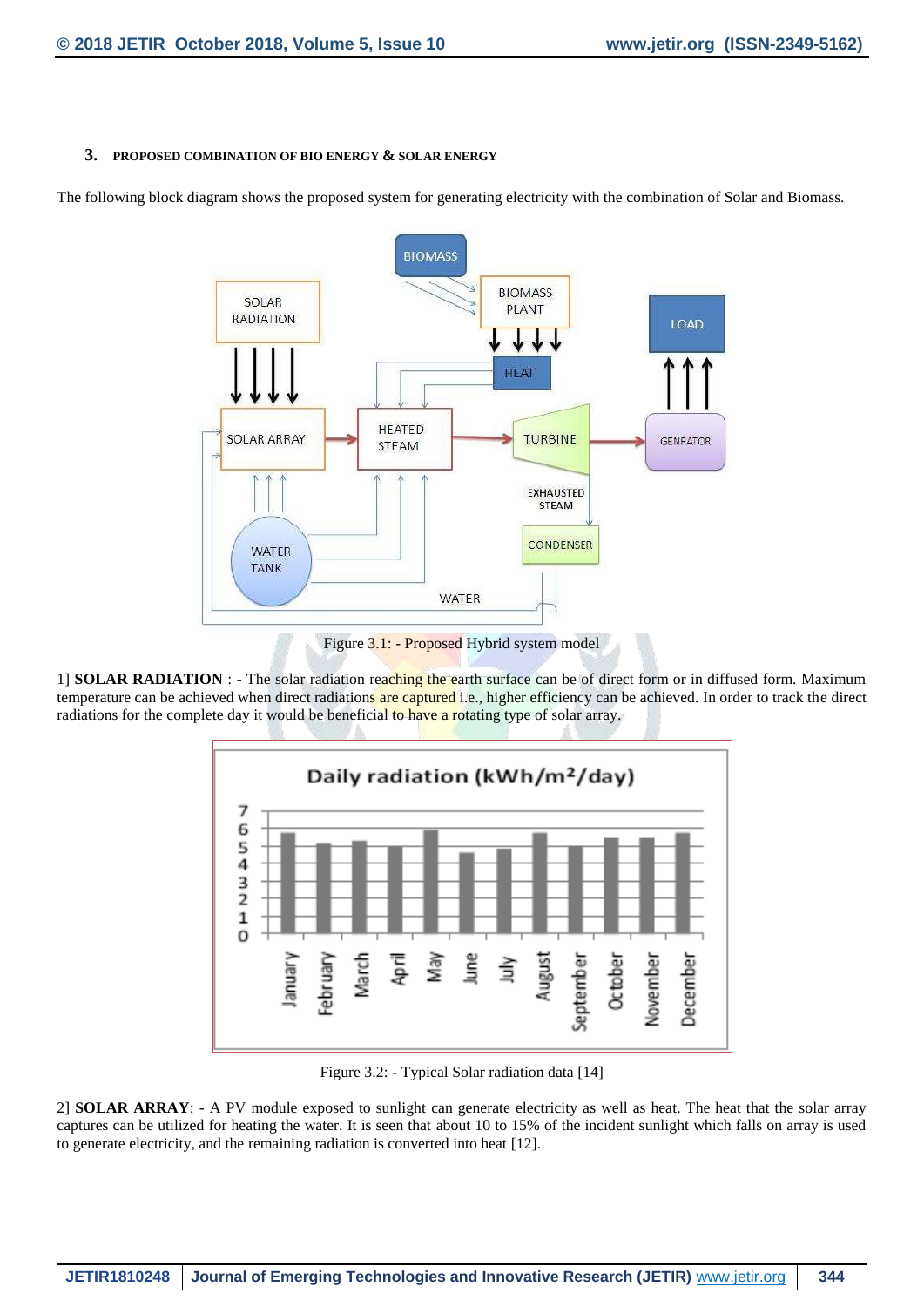### 3. PROPOSED COMBINATION OF BIO ENERGY & SOLAR ENERGY

The following block diagram shows the proposed system for generating electricity with the combination of Solar and Biomass.

Figure 3.1: - Proposed Hybrid system model

1] **SOLAR RADIATION** : - The solar radiation reaching the earth surface can be of direct form or in diffused form. Maximum temperature can be achieved when direct radiations are captured i.e., higher efficiency can be achieved. In order to track the direct radiations for the complete day it would be beneficial to have a rotating type of solar array.

Figure 3.2: - Typical Solar radiation data [14]

2] **SOLAR ARRAY**: - A PV module exposed to sunlight can generate electricity as well as heat. The heat that the solar array captures can be utilized for heating the water. It is seen that about 10 to 15% of the incident sunlight which falls on array is used to generate electricity, and the remaining radiation is converted into heat [12].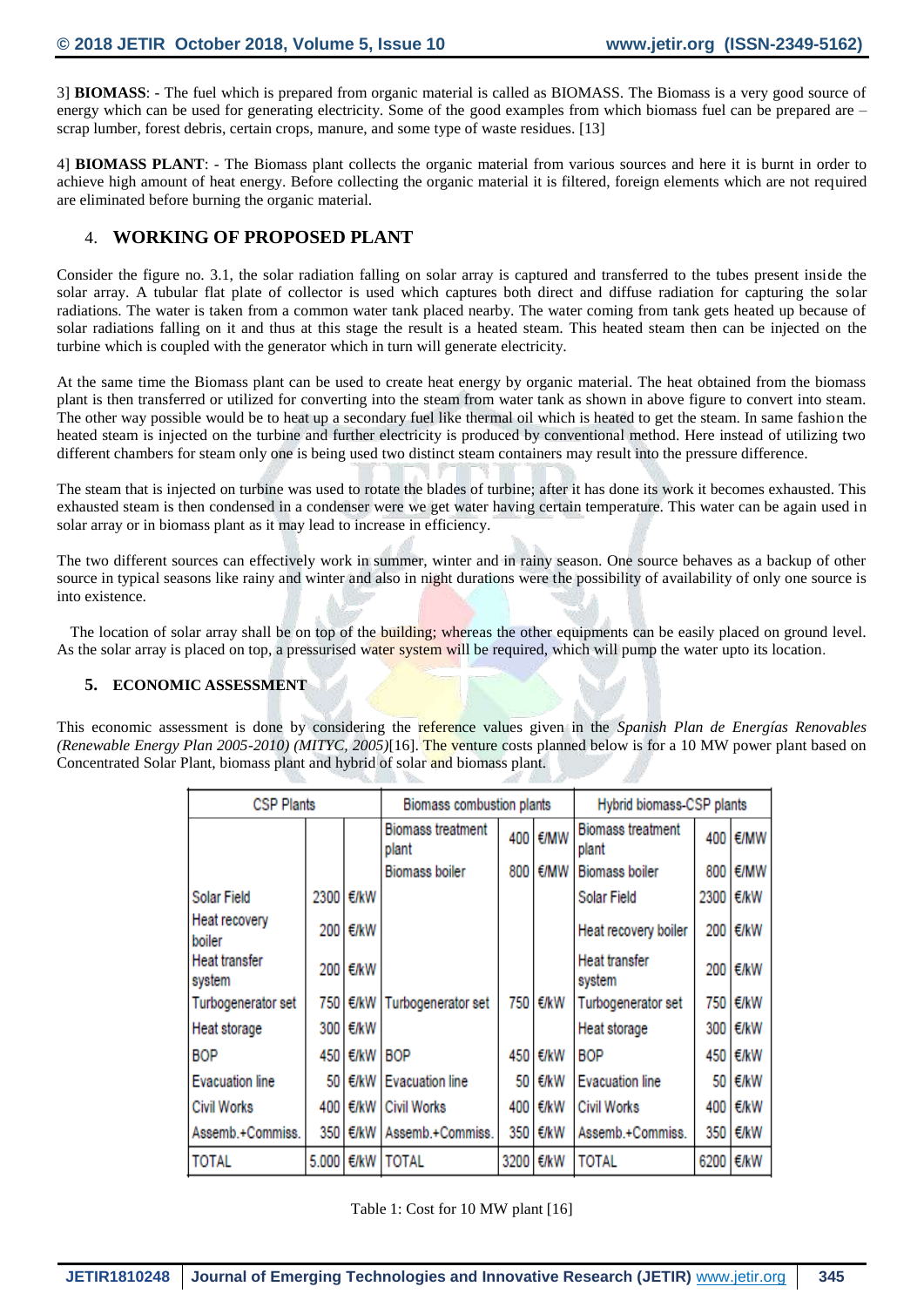3] **BIOMASS**: - The fuel which is prepared from organic material is called as BIOMASS. The Biomass is a very good source of energy which can be used for generating electricity. Some of the good examples from which biomass fuel can be prepared are – scrap lumber, forest debris, certain crops, manure, and some type of waste residues. [13]

4] **BIOMASS PLANT**: - The Biomass plant collects the organic material from various sources and here it is burnt in order to achieve high amount of heat energy. Before collecting the organic material it is filtered, foreign elements which are not required are eliminated before burning the organic material.

## 4. WORKING OF PROPOSED PLANT

Consider the figure no. 3.1, the solar radiation falling on solar array is captured and transferred to the tubes present inside the solar array. A tubular flat plate of collector is used which captures both direct and diffuse radiation for capturing the solar radiations. The water is taken from a common water tank placed nearby. The water coming from tank gets heated up because of solar radiations falling on it and thus at this stage the result is a heated steam. This heated steam then can be injected on the turbine which is coupled with the generator which in turn will generate electricity.

At the same time the Biomass plant can be used to create heat energy by organic material. The heat obtained from the biomass plant is then transferred or utilized for converting into the steam from water tank as shown in above figure to convert into steam. The other way possible would be to heat up a secondary fuel like thermal oil which is heated to get the steam. In same fashion the heated steam is injected on the turbine and further electricity is produced by conventional method. Here instead of utilizing two different chambers for steam only one is being used two distinct steam containers may result into the pressure difference.

The steam that is injected on turbine was used to rotate the blades of turbine; after it has done its work it becomes exhausted. This exhausted steam is then condensed in a condenser were we get water having certain temperature. This water can be again used in solar array or in biomass plant as it may lead to increase in efficiency.

The two different sources can effectively work in summer, winter and in rainy season. One source behaves as a backup of other source in typical seasons like rainy and winter and also in night durations were the possibility of availability of only one source is into existence.

The location of solar array shall be on top of the building; whereas the other equipments can be easily placed on ground level. As the solar array is placed on top, a pressurised water system will be required, which will pump the water upto its location.

### 5. ECONOMIC ASSESSMENT

This economic assessment is done by considering the reference values given in the *Spanish Plan de Energías Renovables (Renewable Energy Plan 2005-2010) (MITYC, 2005)*[16]. The venture costs planned below is for a 10 MW power plant based on Concentrated Solar Plant, biomass plant and hybrid of solar and biomass plant.

| CSP Plants | | | Biomass combustion plants | | | Hybrid biomass-CSP plants | | |
|---|---|---|---|---|---|---|---|---|
| | | | Biomass treatment plant | 400 | €/MW | Biomass treatment plant | 400 | €/MW |
| | | | Biomass boiler | 800 | €/MW | Biomass boiler | 800 | €/MW |
| Solar Field | 2300 | €/kW | | | | Solar Field | 2300 | €/kW |
| Heat recovery boiler | 200 | €/kW | | | | Heat recovery boiler | 200 | €/kW |
| Heat transfer system | 200 | €/kW | | | | Heat transfer system | 200 | €/kW |
| Turbogenerator set | 750 | €/kW | Turbogenerator set | 750 | €/kW | Turbogenerator set | 750 | €/kW |
| Heat storage | 300 | €/kW | | | | Heat storage | 300 | €/kW |
| BOP | 450 | €/kW | BOP | 450 | €/kW | BOP | 450 | €/kW |
| Evacuation line | 50 | €/kW | Evacuation line | 50 | €/kW | Evacuation line | 50 | €/kW |
| Civil Works | 400 | €/kW | Civil Works | 400 | €/kW | Civil Works | 400 | €/kW |
| Assemb.+Commiss. | 350 | €/kW | Assemb.+Commiss. | 350 | €/kW | Assemb.+Commiss. | 350 | €/kW |
| TOTAL | 5.000 | €/kW | TOTAL | 3200 | €/kW | TOTAL | 6200 | €/kW |

Table 1: Cost for 10 MW plant [16]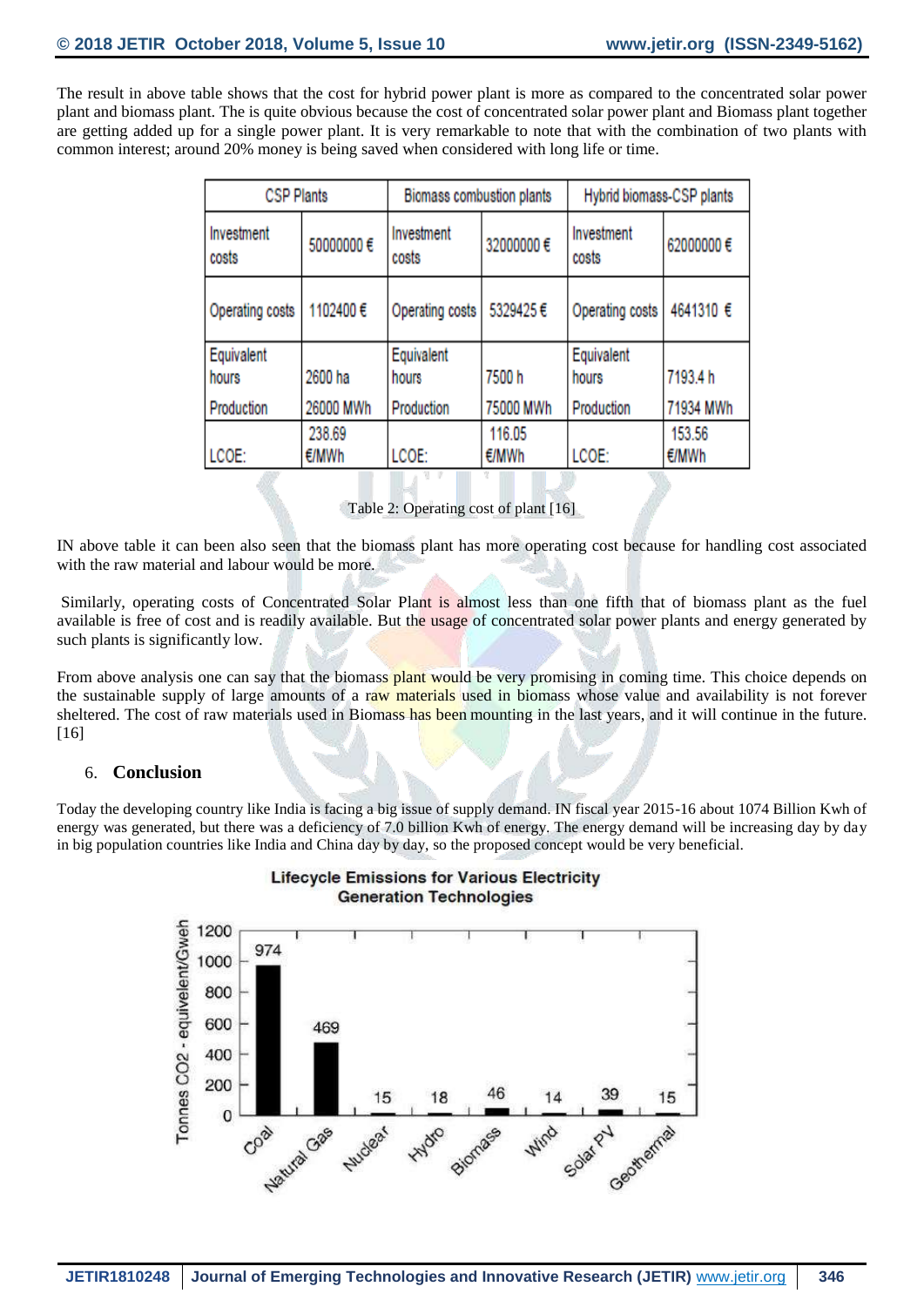The result in above table shows that the cost for hybrid power plant is more as compared to the concentrated solar power plant and biomass plant. The is quite obvious because the cost of concentrated solar power plant and Biomass plant together are getting added up for a single power plant. It is very remarkable to note that with the combination of two plants with common interest; around 20% money is being saved when considered with long life or time.

| CSP Plants | | Biomass combustion plants | | Hybrid biomass-CSP plants | |
|---|---|---|---|---|---|
| Investment costs | 50000000 € | Investment costs | 32000000 € | Investment costs | 62000000 € |
| Operating costs | 1102400 € | Operating costs | 5329425 € | Operating costs | 4641310 € |
| Equivalent hours | 2600 ha | Equivalent hours | 7500 h | Equivalent hours | 7193.4 h |
| Production | 26000 MWh | Production | 75000 MWh | Production | 71934 MWh |
| LCOE: | 238.69 €/MWh | LCOE: | 116.05 €/MWh | LCOE: | 153.56 €/MWh |

Table 2: Operating cost of plant [16]

IN above table it can been also seen that the biomass plant has more operating cost because for handling cost associated with the raw material and labour would be more.

Similarly, operating costs of Concentrated Solar Plant is almost less than one fifth that of biomass plant as the fuel available is free of cost and is readily available. But the usage of concentrated solar power plants and energy generated by such plants is significantly low.

From above analysis one can say that the biomass plant would be very promising in coming time. This choice depends on the sustainable supply of large amounts of a raw materials used in biomass whose value and availability is not forever sheltered. The cost of raw materials used in Biomass has been mounting in the last years, and it will continue in the future. [16]

## 6. Conclusion

Today the developing country like India is facing a big issue of supply demand. IN fiscal year 2015-16 about 1074 Billion Kwh of energy was generated, but there was a deficiency of 7.0 billion Kwh of energy. The energy demand will be increasing day by day in big population countries like India and China day by day, so the proposed concept would be very beneficial.

**Lifecycle Emissions for Various Electricity Generation Technologies**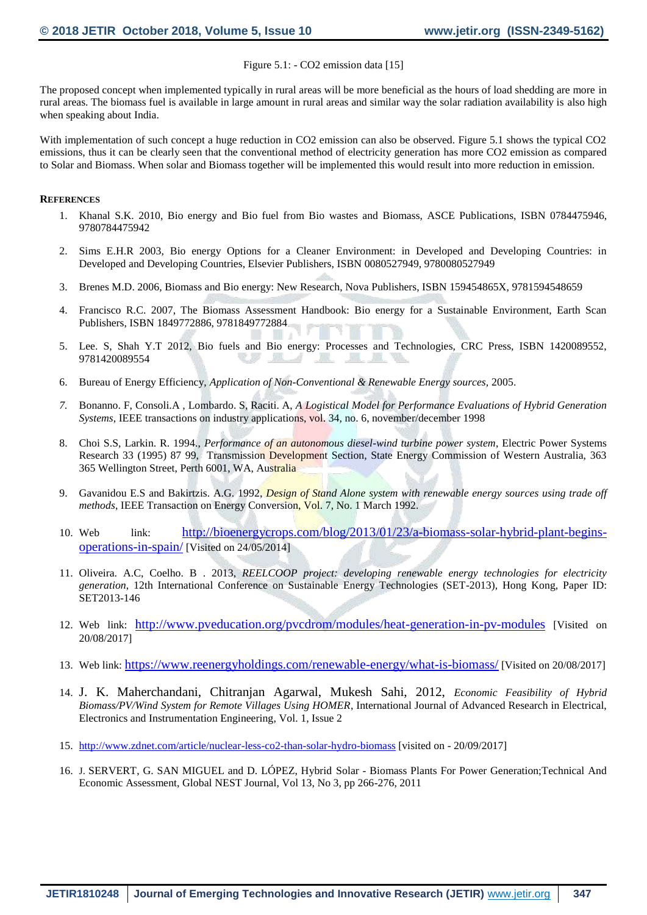Figure 5.1: - $CO_2$ emission data [15]

The proposed concept when implemented typically in rural areas will be more beneficial as the hours of load shedding are more in rural areas. The biomass fuel is available in large amount in rural areas and similar way the solar radiation availability is also high when speaking about India.

With implementation of such concept a huge reduction in $CO_2$ emission can also be observed. Figure 5.1 shows the typical $CO_2$ emissions, thus it can be clearly seen that the conventional method of electricity generation has more $CO_2$ emission as compared to Solar and Biomass. When solar and Biomass together will be implemented this would result into more reduction in emission.

**REFERENCES**

1. Khanal S.K. 2010, Bio energy and Bio fuel from Bio wastes and Biomass, ASCE Publications, ISBN 0784475946, 9780784475942
2. Sims E.H.R 2003, Bio energy Options for a Cleaner Environment: in Developed and Developing Countries: in Developed and Developing Countries, Elsevier Publishers, ISBN 0080527949, 9780080527949
3. Brenes M.D. 2006, Biomass and Bio energy: New Research, Nova Publishers, ISBN 159454865X, 9781594548659
4. Francisco R.C. 2007, The Biomass Assessment Handbook: Bio energy for a Sustainable Environment, Earth Scan Publishers, ISBN 1849772886, 9781849772884
5. Lee. S, Shah Y.T 2012, Bio fuels and Bio energy: Processes and Technologies, CRC Press, ISBN 1420089552, 9781420089554
6. Bureau of Energy Efficiency, *Application of Non-Conventional & Renewable Energy sources*, 2005.
7. Bonanno. F, Consoli.A , Lombardo. S, Raciti. A, *A Logistical Model for Performance Evaluations of Hybrid Generation Systems*, IEEE transactions on industry applications, vol. 34, no. 6, november/december 1998
8. Choi S.S, Larkin. R. 1994., *Performance of an autonomous diesel-wind turbine power system*, Electric Power Systems Research 33 (1995) 87 99, Transmission Development Section, State Energy Commission of Western Australia, 363 365 Wellington Street, Perth 6001, WA, Australia
9. Gavanidou E.S and Bakirtzis. A.G. 1992, *Design of Stand Alone system with renewable energy sources using trade off methods*, IEEE Transaction on Energy Conversion, Vol. 7, No. 1 March 1992.
10. Web link: http://bioenergycrops.com/blog/2013/01/23/a-biomass-solar-hybrid-plant-begins-operations-in-spain/ [Visited on 24/05/2014]
11. Oliveira. A.C, Coelho. B . 2013, *REELCOOP project: developing renewable energy technologies for electricity generation*, 12th International Conference on Sustainable Energy Technologies (SET-2013), Hong Kong, Paper ID: SET2013-146
12. Web link: http://www.pveducation.org/pvcdrom/modules/heat-generation-in-pv-modules [Visited on 20/08/2017]
13. Web link: https://www.reenergyholdings.com/renewable-energy/what-is-biomass/ [Visited on 20/08/2017]
14. J. K. Maherchandani, Chitranjan Agarwal, Mukesh Sahi, 2012, *Economic Feasibility of Hybrid Biomass/PV/Wind System for Remote Villages Using HOMER*, International Journal of Advanced Research in Electrical, Electronics and Instrumentation Engineering, Vol. 1, Issue 2
15. http://www.zdnet.com/article/nuclear-less-co2-than-solar-hydro-biomass [visited on - 20/09/2017]
16. J. SERVERT, G. SAN MIGUEL and D. LÓPEZ, Hybrid Solar - Biomass Plants For Power Generation;Technical And Economic Assessment, Global NEST Journal, Vol 13, No 3, pp 266-276, 2011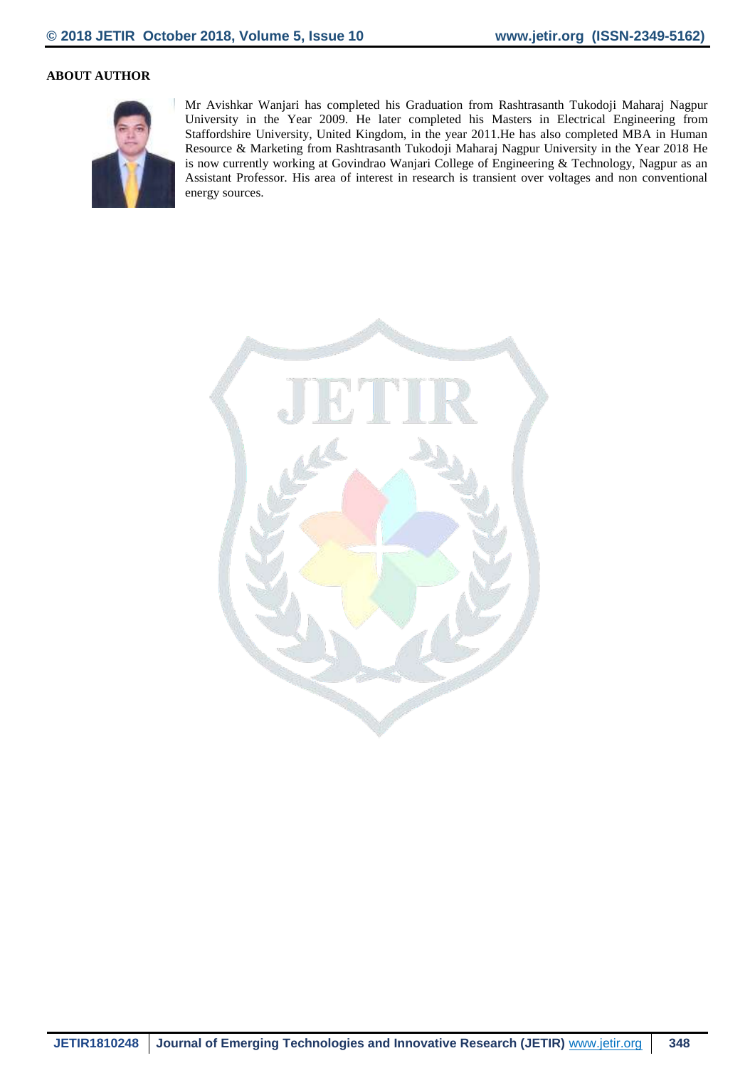**ABOUT AUTHOR**

Mr Avishkar Wanjari has completed his Graduation from Rashtrasanth Tukodoji Maharaj Nagpur University in the Year 2009. He later completed his Masters in Electrical Engineering from Staffordshire University, United Kingdom, in the year 2011.He has also completed MBA in Human Resource & Marketing from Rashtrasanth Tukodoji Maharaj Nagpur University in the Year 2018 He is now currently working at Govindrao Wanjari College of Engineering & Technology, Nagpur as an Assistant Professor. His area of interest in research is transient over voltages and non conventional energy sources.